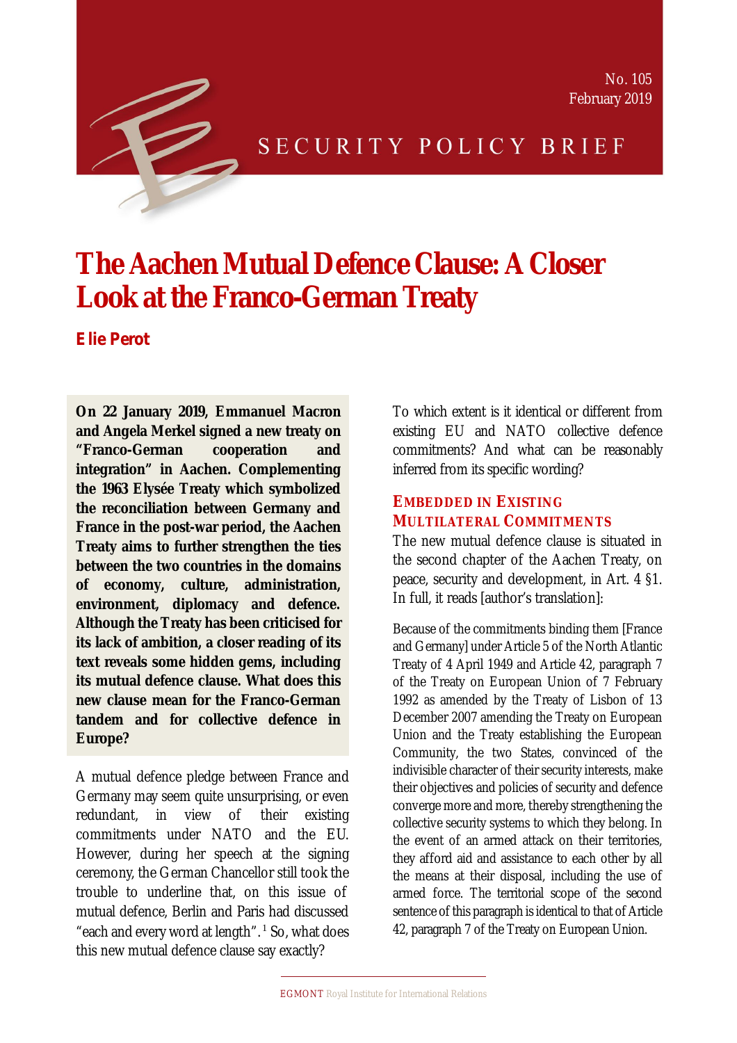No. 105
February 2019

SECURITY POLICY BRIEF

# The Aachen Mutual Defence Clause: A Closer Look at the Franco-German Treaty

**Elie Perot**

**On 22 January 2019, Emmanuel Macron and Angela Merkel signed a new treaty on "Franco-German cooperation and integration" in Aachen. Complementing the 1963 Elysée Treaty which symbolized the reconciliation between Germany and France in the post-war period, the Aachen Treaty aims to further strengthen the ties between the two countries in the domains of economy, culture, administration, environment, diplomacy and defence. Although the Treaty has been criticised for its lack of ambition, a closer reading of its text reveals some hidden gems, including its mutual defence clause. What does this new clause mean for the Franco-German tandem and for collective defence in Europe?**

A mutual defence pledge between France and Germany may seem quite unsurprising, or even redundant, in view of their existing commitments under NATO and the EU. However, during her speech at the signing ceremony, the German Chancellor still took the trouble to underline that, on this issue of mutual defence, Berlin and Paris had discussed "each and every word at length".[1] So, what does this new mutual defence clause say exactly? To which extent is it identical or different from existing EU and NATO collective defence commitments? And what can be reasonably inferred from its specific wording?

## Embedded in Existing Multilateral Commitments

The new mutual defence clause is situated in the second chapter of the Aachen Treaty, on peace, security and development, in Art. 4 §1. In full, it reads [author's translation]:

> Because of the commitments binding them [France and Germany] under Article 5 of the North Atlantic Treaty of 4 April 1949 and Article 42, paragraph 7 of the Treaty on European Union of 7 February 1992 as amended by the Treaty of Lisbon of 13 December 2007 amending the Treaty on European Union and the Treaty establishing the European Community, the two States, convinced of the indivisible character of their security interests, make their objectives and policies of security and defence converge more and more, thereby strengthening the collective security systems to which they belong. In the event of an armed attack on their territories, they afford aid and assistance to each other by all the means at their disposal, including the use of armed force. The territorial scope of the second sentence of this paragraph is identical to that of Article 42, paragraph 7 of the Treaty on European Union.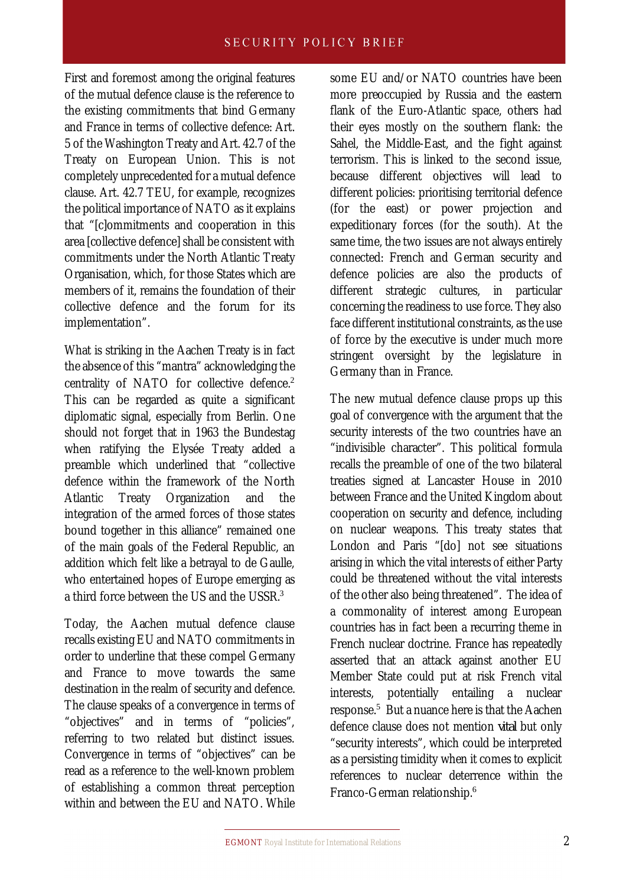First and foremost among the original features of the mutual defence clause is the reference to the existing commitments that bind Germany and France in terms of collective defence: Art. 5 of the Washington Treaty and Art. 42.7 of the Treaty on European Union. This is not completely unprecedented for a mutual defence clause. Art. 42.7 TEU, for example, recognizes the political importance of NATO as it explains that "[c]ommitments and cooperation in this area [collective defence] shall be consistent with commitments under the North Atlantic Treaty Organisation, which, for those States which are members of it, remains the foundation of their collective defence and the forum for its implementation".

What is striking in the Aachen Treaty is in fact the absence of this "mantra" acknowledging the centrality of NATO for collective defence.[2] This can be regarded as quite a significant diplomatic signal, especially from Berlin. One should not forget that in 1963 the Bundestag when ratifying the Elysée Treaty added a preamble which underlined that "collective defence within the framework of the North Atlantic Treaty Organization and the integration of the armed forces of those states bound together in this alliance" remained one of the main goals of the Federal Republic, an addition which felt like a betrayal to de Gaulle, who entertained hopes of Europe emerging as a third force between the US and the USSR.[3]

Today, the Aachen mutual defence clause recalls existing EU and NATO commitments in order to underline that these compel Germany and France to move towards the same destination in the realm of security and defence. The clause speaks of a convergence in terms of "objectives" and in terms of "policies", referring to two related but distinct issues. Convergence in terms of "objectives" can be read as a reference to the well-known problem of establishing a common threat perception within and between the EU and NATO. While some EU and/or NATO countries have been more preoccupied by Russia and the eastern flank of the Euro-Atlantic space, others had their eyes mostly on the southern flank: the Sahel, the Middle-East, and the fight against terrorism. This is linked to the second issue, because different objectives will lead to different policies: prioritising territorial defence (for the east) or power projection and expeditionary forces (for the south). At the same time, the two issues are not always entirely connected: French and German security and defence policies are also the products of different strategic cultures, in particular concerning the readiness to use force. They also face different institutional constraints, as the use of force by the executive is under much more stringent oversight by the legislature in Germany than in France.

The new mutual defence clause props up this goal of convergence with the argument that the security interests of the two countries have an "indivisible character". This political formula recalls the preamble of one of the two bilateral treaties signed at Lancaster House in 2010 between France and the United Kingdom about cooperation on security and defence, including on nuclear weapons. This treaty states that London and Paris "[do] not see situations arising in which the vital interests of either Party could be threatened without the vital interests of the other also being threatened". The idea of a commonality of interest among European countries has in fact been a recurring theme in French nuclear doctrine. France has repeatedly asserted that an attack against another EU Member State could put at risk French vital interests, potentially entailing a nuclear response.[5] But a nuance here is that the Aachen defence clause does not mention *vital* but only "security interests", which could be interpreted as a persisting timidity when it comes to explicit references to nuclear deterrence within the Franco-German relationship.[6]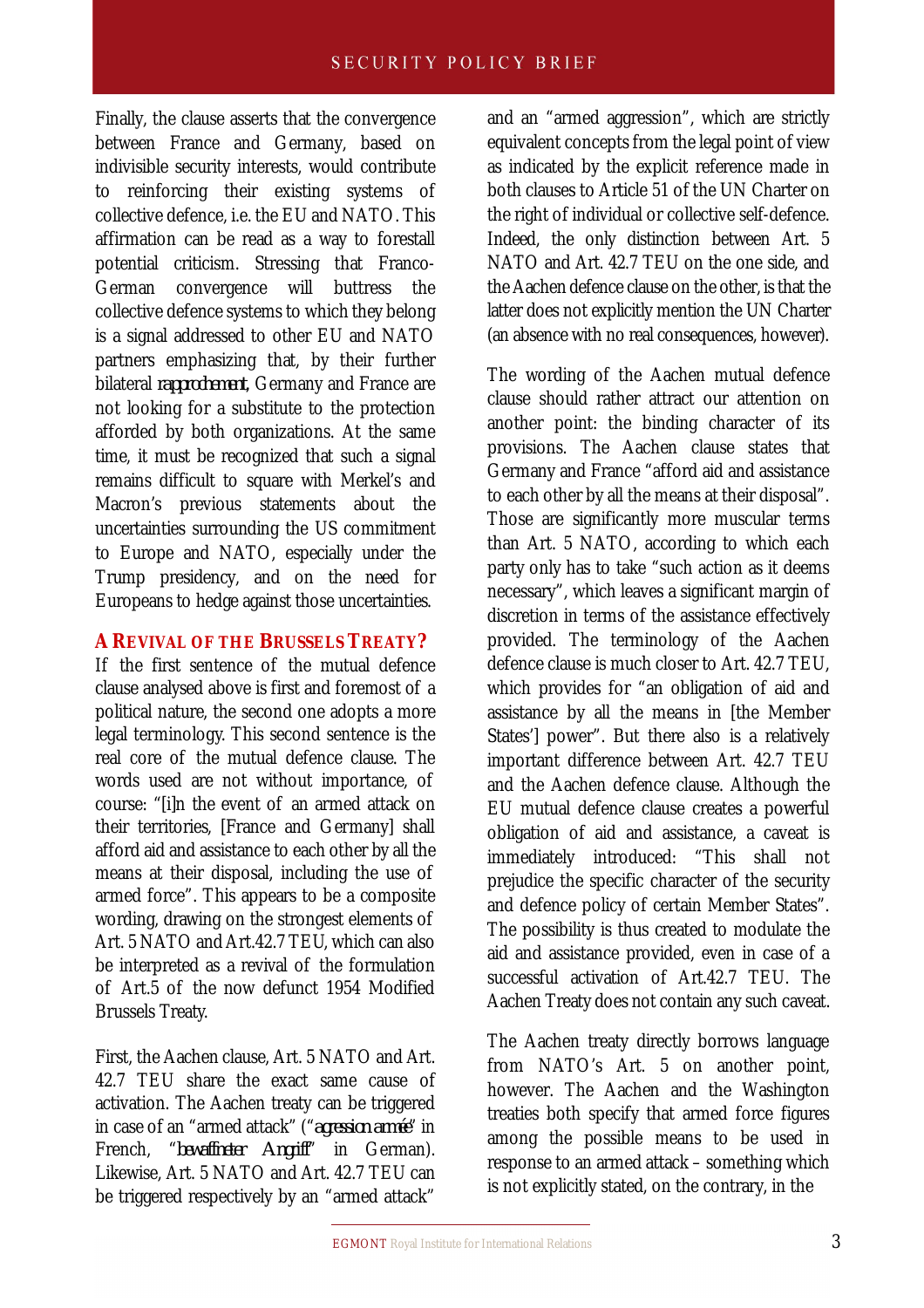Finally, the clause asserts that the convergence between France and Germany, based on indivisible security interests, would contribute to reinforcing their existing systems of collective defence, i.e. the EU and NATO. This affirmation can be read as a way to forestall potential criticism. Stressing that Franco-German convergence will buttress the collective defence systems to which they belong is a signal addressed to other EU and NATO partners emphasizing that, by their further bilateral *rapprochement*, Germany and France are not looking for a substitute to the protection afforded by both organizations. At the same time, it must be recognized that such a signal remains difficult to square with Merkel's and Macron's previous statements about the uncertainties surrounding the US commitment to Europe and NATO, especially under the Trump presidency, and on the need for Europeans to hedge against those uncertainties.

## A Revival of the Brussels Treaty?

If the first sentence of the mutual defence clause analysed above is first and foremost of a political nature, the second one adopts a more legal terminology. This second sentence is the real core of the mutual defence clause. The words used are not without importance, of course: "[i]n the event of an armed attack on their territories, [France and Germany] shall afford aid and assistance to each other by all the means at their disposal, including the use of armed force". This appears to be a composite wording, drawing on the strongest elements of Art. 5 NATO and Art.42.7 TEU, which can also be interpreted as a revival of the formulation of Art.5 of the now defunct 1954 Modified Brussels Treaty.

First, the Aachen clause, Art. 5 NATO and Art. 42.7 TEU share the exact same cause of activation. The Aachen treaty can be triggered in case of an "armed attack" ("*agression armée*" in French, "*bewaffneter Angriff*" in German). Likewise, Art. 5 NATO and Art. 42.7 TEU can be triggered respectively by an "armed attack" and an "armed aggression", which are strictly equivalent concepts from the legal point of view as indicated by the explicit reference made in both clauses to Article 51 of the UN Charter on the right of individual or collective self-defence. Indeed, the only distinction between Art. 5 NATO and Art. 42.7 TEU on the one side, and the Aachen defence clause on the other, is that the latter does not explicitly mention the UN Charter (an absence with no real consequences, however).

The wording of the Aachen mutual defence clause should rather attract our attention on another point: the binding character of its provisions. The Aachen clause states that Germany and France "afford aid and assistance to each other by all the means at their disposal". Those are significantly more muscular terms than Art. 5 NATO, according to which each party only has to take "such action as it deems necessary", which leaves a significant margin of discretion in terms of the assistance effectively provided. The terminology of the Aachen defence clause is much closer to Art. 42.7 TEU, which provides for "an obligation of aid and assistance by all the means in [the Member States'] power". But there also is a relatively important difference between Art. 42.7 TEU and the Aachen defence clause. Although the EU mutual defence clause creates a powerful obligation of aid and assistance, a caveat is immediately introduced: "This shall not prejudice the specific character of the security and defence policy of certain Member States". The possibility is thus created to modulate the aid and assistance provided, even in case of a successful activation of Art.42.7 TEU. The Aachen Treaty does not contain any such caveat.

The Aachen treaty directly borrows language from NATO's Art. 5 on another point, however. The Aachen and the Washington treaties both specify that armed force figures among the possible means to be used in response to an armed attack – something which is not explicitly stated, on the contrary, in the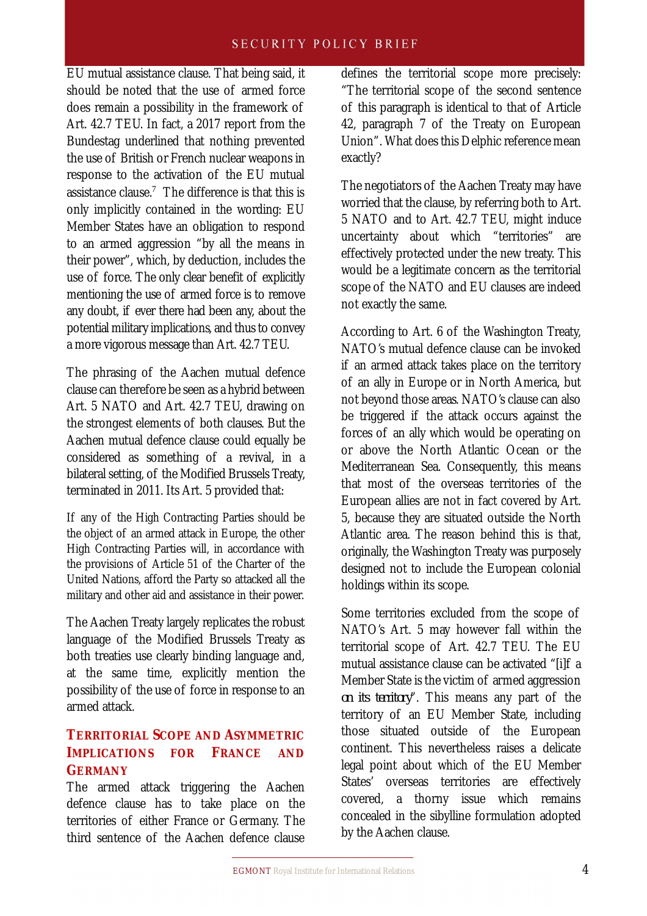EU mutual assistance clause. That being said, it should be noted that the use of armed force does remain a possibility in the framework of Art. 42.7 TEU. In fact, a 2017 report from the Bundestag underlined that nothing prevented the use of British or French nuclear weapons in response to the activation of the EU mutual assistance clause.[7] The difference is that this is only implicitly contained in the wording: EU Member States have an obligation to respond to an armed aggression "by all the means in their power", which, by deduction, includes the use of force. The only clear benefit of explicitly mentioning the use of armed force is to remove any doubt, if ever there had been any, about the potential military implications, and thus to convey a more vigorous message than Art. 42.7 TEU.

The phrasing of the Aachen mutual defence clause can therefore be seen as a hybrid between Art. 5 NATO and Art. 42.7 TEU, drawing on the strongest elements of both clauses. But the Aachen mutual defence clause could equally be considered as something of a revival, in a bilateral setting, of the Modified Brussels Treaty, terminated in 2011. Its Art. 5 provided that:

> If any of the High Contracting Parties should be the object of an armed attack in Europe, the other High Contracting Parties will, in accordance with the provisions of Article 51 of the Charter of the United Nations, afford the Party so attacked all the military and other aid and assistance in their power.

The Aachen Treaty largely replicates the robust language of the Modified Brussels Treaty as both treaties use clearly binding language and, at the same time, explicitly mention the possibility of the use of force in response to an armed attack.

## Territorial Scope and Asymmetric Implications for France and Germany

The armed attack triggering the Aachen defence clause has to take place on the territories of either France or Germany. The third sentence of the Aachen defence clause defines the territorial scope more precisely: "The territorial scope of the second sentence of this paragraph is identical to that of Article 42, paragraph 7 of the Treaty on European Union". What does this Delphic reference mean exactly?

The negotiators of the Aachen Treaty may have worried that the clause, by referring both to Art. 5 NATO and to Art. 42.7 TEU, might induce uncertainty about which "territories" are effectively protected under the new treaty. This would be a legitimate concern as the territorial scope of the NATO and EU clauses are indeed not exactly the same.

According to Art. 6 of the Washington Treaty, NATO's mutual defence clause can be invoked if an armed attack takes place on the territory of an ally in Europe or in North America, but not beyond those areas. NATO's clause can also be triggered if the attack occurs against the forces of an ally which would be operating on or above the North Atlantic Ocean or the Mediterranean Sea. Consequently, this means that most of the overseas territories of the European allies are not in fact covered by Art. 5, because they are situated outside the North Atlantic area. The reason behind this is that, originally, the Washington Treaty was purposely designed not to include the European colonial holdings within its scope.

Some territories excluded from the scope of NATO's Art. 5 may however fall within the territorial scope of Art. 42.7 TEU. The EU mutual assistance clause can be activated "[i]f a Member State is the victim of armed aggression *on its territory*". This means any part of the territory of an EU Member State, including those situated outside of the European continent. This nevertheless raises a delicate legal point about which of the EU Member States' overseas territories are effectively covered, a thorny issue which remains concealed in the sibylline formulation adopted by the Aachen clause.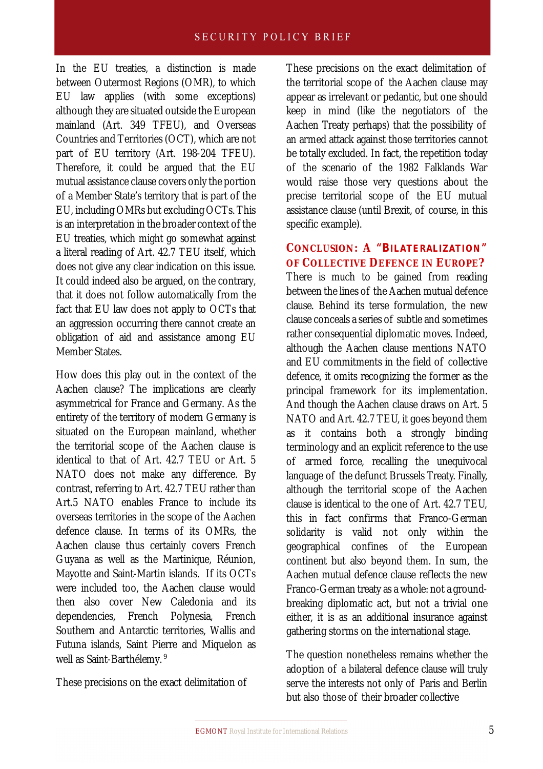In the EU treaties, a distinction is made between Outermost Regions (OMR), to which EU law applies (with some exceptions) although they are situated outside the European mainland (Art. 349 TFEU), and Overseas Countries and Territories (OCT), which are not part of EU territory (Art. 198-204 TFEU). Therefore, it could be argued that the EU mutual assistance clause covers only the portion of a Member State's territory that is part of the EU, including OMRs but excluding OCTs. This is an interpretation in the broader context of the EU treaties, which might go somewhat against a literal reading of Art. 42.7 TEU itself, which does not give any clear indication on this issue. It could indeed also be argued, on the contrary, that it does not follow automatically from the fact that EU law does not apply to OCTs that an aggression occurring there cannot create an obligation of aid and assistance among EU Member States.

How does this play out in the context of the Aachen clause? The implications are clearly asymmetrical for France and Germany. As the entirety of the territory of modern Germany is situated on the European mainland, whether the territorial scope of the Aachen clause is identical to that of Art. 42.7 TEU or Art. 5 NATO does not make any difference. By contrast, referring to Art. 42.7 TEU rather than Art.5 NATO enables France to include its overseas territories in the scope of the Aachen defence clause. In terms of its OMRs, the Aachen clause thus certainly covers French Guyana as well as the Martinique, Réunion, Mayotte and Saint-Martin islands. If its OCTs were included too, the Aachen clause would then also cover New Caledonia and its dependencies, French Polynesia, French Southern and Antarctic territories, Wallis and Futuna islands, Saint Pierre and Miquelon as well as Saint-Barthélemy.[9]

These precisions on the exact delimitation of the territorial scope of the Aachen clause may appear as irrelevant or pedantic, but one should keep in mind (like the negotiators of the Aachen Treaty perhaps) that the possibility of an armed attack against those territories cannot be totally excluded. In fact, the repetition today of the scenario of the 1982 Falklands War would raise those very questions about the precise territorial scope of the EU mutual assistance clause (until Brexit, of course, in this specific example).

## CONCLUSION: A "BILATERALIZATION" OF COLLECTIVE DEFENCE IN EUROPE?

There is much to be gained from reading between the lines of the Aachen mutual defence clause. Behind its terse formulation, the new clause conceals a series of subtle and sometimes rather consequential diplomatic moves. Indeed, although the Aachen clause mentions NATO and EU commitments in the field of collective defence, it omits recognizing the former as the principal framework for its implementation. And though the Aachen clause draws on Art. 5 NATO and Art. 42.7 TEU, it goes beyond them as it contains both a strongly binding terminology and an explicit reference to the use of armed force, recalling the unequivocal language of the defunct Brussels Treaty. Finally, although the territorial scope of the Aachen clause is identical to the one of Art. 42.7 TEU, this in fact confirms that Franco-German solidarity is valid not only within the geographical confines of the European continent but also beyond them. In sum, the Aachen mutual defence clause reflects the new Franco-German treaty as a whole: not a ground-breaking diplomatic act, but not a trivial one either, it is as an additional insurance against gathering storms on the international stage.

The question nonetheless remains whether the adoption of a bilateral defence clause will truly serve the interests not only of Paris and Berlin but also those of their broader collective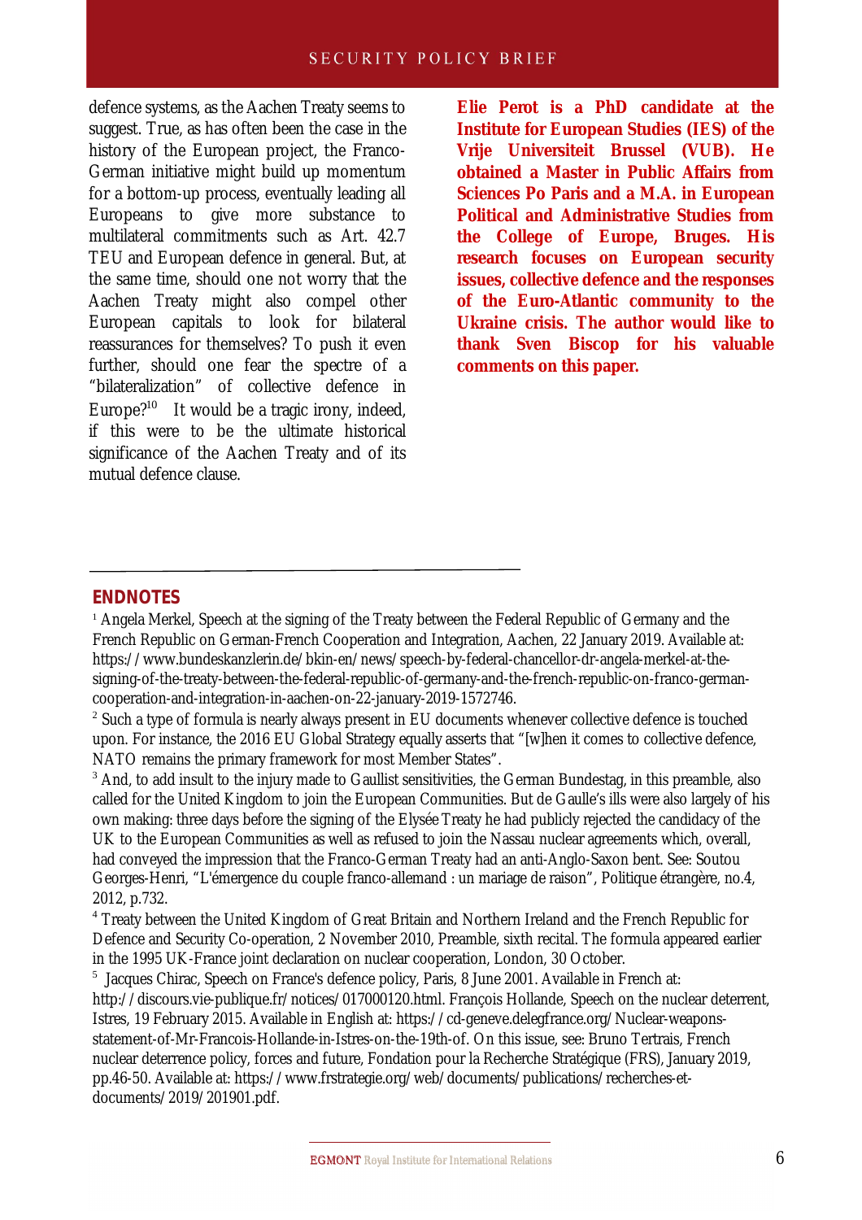defence systems, as the Aachen Treaty seems to suggest. True, as has often been the case in the history of the European project, the Franco-German initiative might build up momentum for a bottom-up process, eventually leading all Europeans to give more substance to multilateral commitments such as Art. 42.7 TEU and European defence in general. But, at the same time, should one not worry that the Aachen Treaty might also compel other European capitals to look for bilateral reassurances for themselves? To push it even further, should one fear the spectre of a "bilateralization" of collective defence in Europe?[10] It would be a tragic irony, indeed, if this were to be the ultimate historical significance of the Aachen Treaty and of its mutual defence clause.

**Elie Perot is a PhD candidate at the Institute for European Studies (IES) of the Vrije Universiteit Brussel (VUB). He obtained a Master in Public Affairs from Sciences Po Paris and a M.A. in European Political and Administrative Studies from the College of Europe, Bruges. His research focuses on European security issues, collective defence and the responses of the Euro-Atlantic community to the Ukraine crisis. The author would like to thank Sven Biscop for his valuable comments on this paper.**

## ENDNOTES

[1] Angela Merkel, Speech at the signing of the Treaty between the Federal Republic of Germany and the French Republic on German-French Cooperation and Integration, Aachen, 22 January 2019. Available at: https://www.bundeskanzlerin.de/bkin-en/news/speech-by-federal-chancellor-dr-angela-merkel-at-the-signing-of-the-treaty-between-the-federal-republic-of-germany-and-the-french-republic-on-franco-german-cooperation-and-integration-in-aachen-on-22-january-2019-1572746.

[2] Such a type of formula is nearly always present in EU documents whenever collective defence is touched upon. For instance, the 2016 EU Global Strategy equally asserts that "[w]hen it comes to collective defence, NATO remains the primary framework for most Member States".

[3] And, to add insult to the injury made to Gaullist sensitivities, the German Bundestag, in this preamble, also called for the United Kingdom to join the European Communities. But de Gaulle's ills were also largely of his own making: three days before the signing of the Elysée Treaty he had publicly rejected the candidacy of the UK to the European Communities as well as refused to join the Nassau nuclear agreements which, overall, had conveyed the impression that the Franco-German Treaty had an anti-Anglo-Saxon bent. See: Soutou Georges-Henri, "L'émergence du couple franco-allemand : un mariage de raison", Politique étrangère, no.4, 2012, p.732.

[4] Treaty between the United Kingdom of Great Britain and Northern Ireland and the French Republic for Defence and Security Co-operation, 2 November 2010, Preamble, sixth recital. The formula appeared earlier in the 1995 UK-France joint declaration on nuclear cooperation, London, 30 October.

[5] Jacques Chirac, Speech on France's defence policy, Paris, 8 June 2001. Available in French at: http://discours.vie-publique.fr/notices/017000120.html. François Hollande, Speech on the nuclear deterrent, Istres, 19 February 2015. Available in English at: https://cd-geneve.delegfrance.org/Nuclear-weapons-statement-of-Mr-Francois-Hollande-in-Istres-on-the-19th-of. On this issue, see: Bruno Tertrais, French nuclear deterrence policy, forces and future, Fondation pour la Recherche Stratégique (FRS), January 2019, pp.46-50. Available at: https://www.frstrategie.org/web/documents/publications/recherches-et-documents/2019/201901.pdf.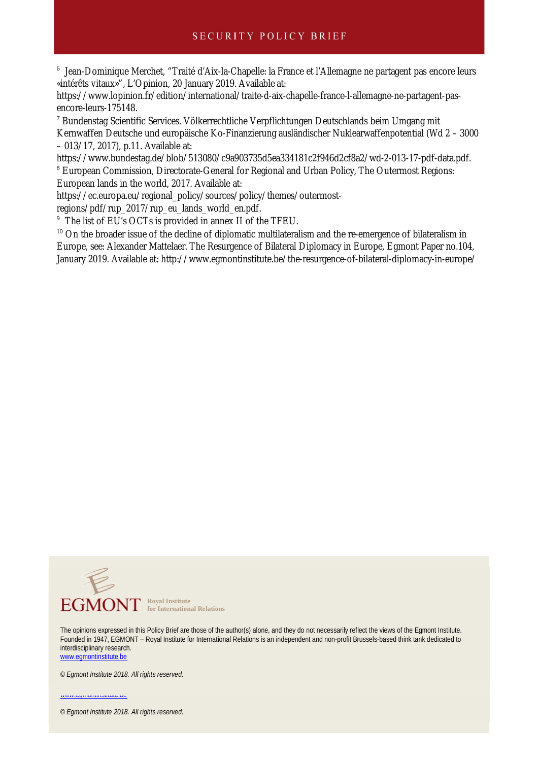[6] Jean-Dominique Merchet, "Traité d'Aix-la-Chapelle: la France et l'Allemagne ne partagent pas encore leurs «intérêts vitaux»", L'Opinion, 20 January 2019. Available at: https://www.lopinion.fr/edition/international/traite-d-aix-chapelle-france-l-allemagne-ne-partagent-pas-encore-leurs-175148.

[7] Bundestag Scientific Services. Völkerrechtliche Verpflichtungen Deutschlands beim Umgang mit Kernwaffen Deutsche und europäische Ko-Finanzierung ausländischer Nuklearwaffenpotential (Wd 2 – 3000 – 013/17, 2017), p.11. Available at: https://www.bundestag.de/blob/513080/c9a903735d5ea334181c2f946d2cf8a2/wd-2-013-17-pdf-data.pdf.

[8] European Commission, Directorate-General for Regional and Urban Policy, The Outermost Regions: European lands in the world, 2017. Available at: https://ec.europa.eu/regional_policy/sources/policy/themes/outermost-regions/pdf/rup_2017/rup_eu_lands_world_en.pdf.

[9] The list of EU's OCTs is provided in annex II of the TFEU.

[10] On the broader issue of the decline of diplomatic multilateralism and the re-emergence of bilateralism in Europe, see: Alexander Mattelaer. The Resurgence of Bilateral Diplomacy in Europe, Egmont Paper no.104, January 2019. Available at: http://www.egmontinstitute.be/the-resurgence-of-bilateral-diplomacy-in-europe/

EGMONT Royal Institute for International Relations

The opinions expressed in this Policy Brief are those of the author(s) alone, and they do not necessarily reflect the views of the Egmont Institute. Founded in 1947, EGMONT – Royal Institute for International Relations is an independent and non-profit Brussels-based think tank dedicated to interdisciplinary research.

www.egmontinstitute.be

*© Egmont Institute 2018. All rights reserved.*